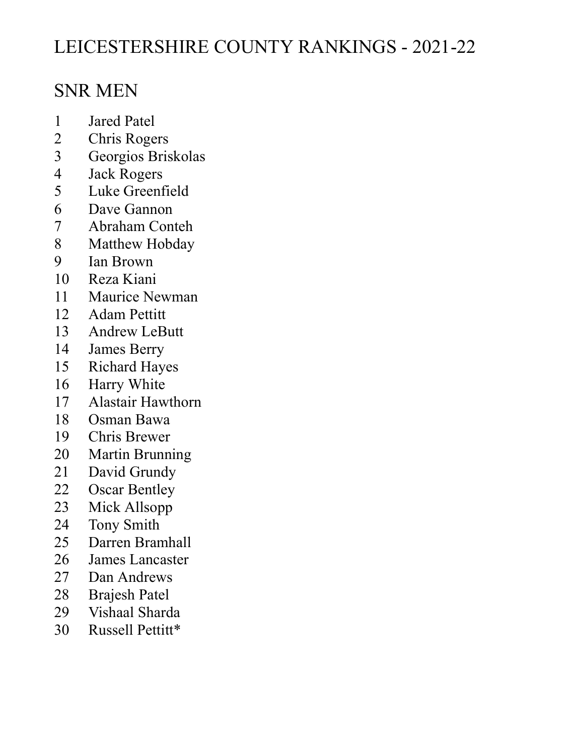# LEICESTERSHIRE COUNTY RANKINGS - 2021-22

## SNR MEN

1 Jared Patel
2 Chris Rogers
3 Georgios Briskolas
4 Jack Rogers
5 Luke Greenfield
6 Dave Gannon
7 Abraham Conteh
8 Matthew Hobday
9 Ian Brown
10 Reza Kiani
11 Maurice Newman
12 Adam Pettitt
13 Andrew LeButt
14 James Berry
15 Richard Hayes
16 Harry White
17 Alastair Hawthorn
18 Osman Bawa
19 Chris Brewer
20 Martin Brunning
21 David Grundy
22 Oscar Bentley
23 Mick Allsopp
24 Tony Smith
25 Darren Bramhall
26 James Lancaster
27 Dan Andrews
28 Brajesh Patel
29 Vishaal Sharda
30 Russell Pettitt*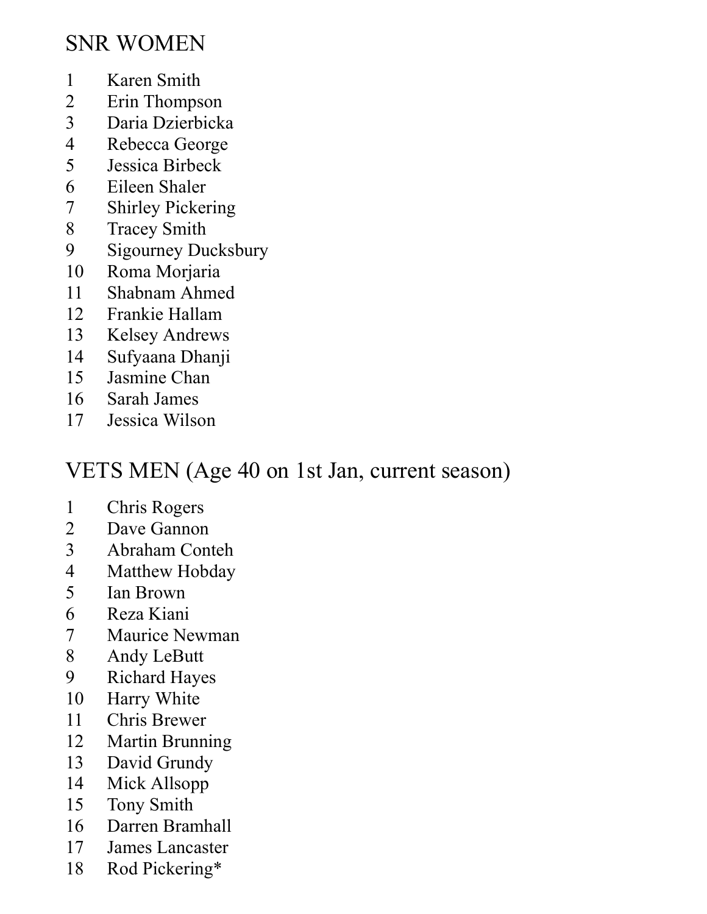## SNR WOMEN

1. Karen Smith
2. Erin Thompson
3. Daria Dzierbicka
4. Rebecca George
5. Jessica Birbeck
6. Eileen Shaler
7. Shirley Pickering
8. Tracey Smith
9. Sigourney Ducksbury
10. Roma Morjaria
11. Shabnam Ahmed
12. Frankie Hallam
13. Kelsey Andrews
14. Sufyaana Dhanji
15. Jasmine Chan
16. Sarah James
17. Jessica Wilson

## VETS MEN (Age 40 on 1st Jan, current season)

1. Chris Rogers
2. Dave Gannon
3. Abraham Conteh
4. Matthew Hobday
5. Ian Brown
6. Reza Kiani
7. Maurice Newman
8. Andy LeButt
9. Richard Hayes
10. Harry White
11. Chris Brewer
12. Martin Brunning
13. David Grundy
14. Mick Allsopp
15. Tony Smith
16. Darren Bramhall
17. James Lancaster
18. Rod Pickering*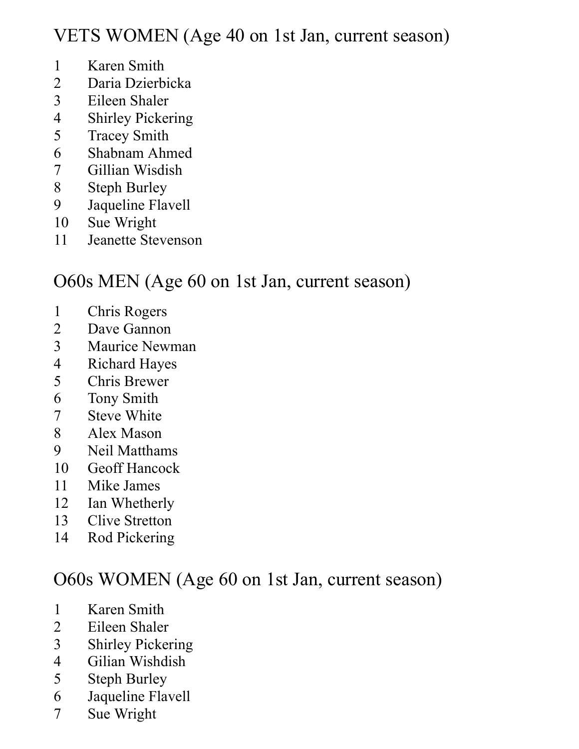## VETS WOMEN (Age 40 on 1st Jan, current season)

1 Karen Smith
2 Daria Dzierbicka
3 Eileen Shaler
4 Shirley Pickering
5 Tracey Smith
6 Shabnam Ahmed
7 Gillian Wisdish
8 Steph Burley
9 Jaqueline Flavell
10 Sue Wright
11 Jeanette Stevenson

## O60s MEN (Age 60 on 1st Jan, current season)

1 Chris Rogers
2 Dave Gannon
3 Maurice Newman
4 Richard Hayes
5 Chris Brewer
6 Tony Smith
7 Steve White
8 Alex Mason
9 Neil Matthams
10 Geoff Hancock
11 Mike James
12 Ian Whetherly
13 Clive Stretton
14 Rod Pickering

## O60s WOMEN (Age 60 on 1st Jan, current season)

1 Karen Smith
2 Eileen Shaler
3 Shirley Pickering
4 Gilian Wishdish
5 Steph Burley
6 Jaqueline Flavell
7 Sue Wright